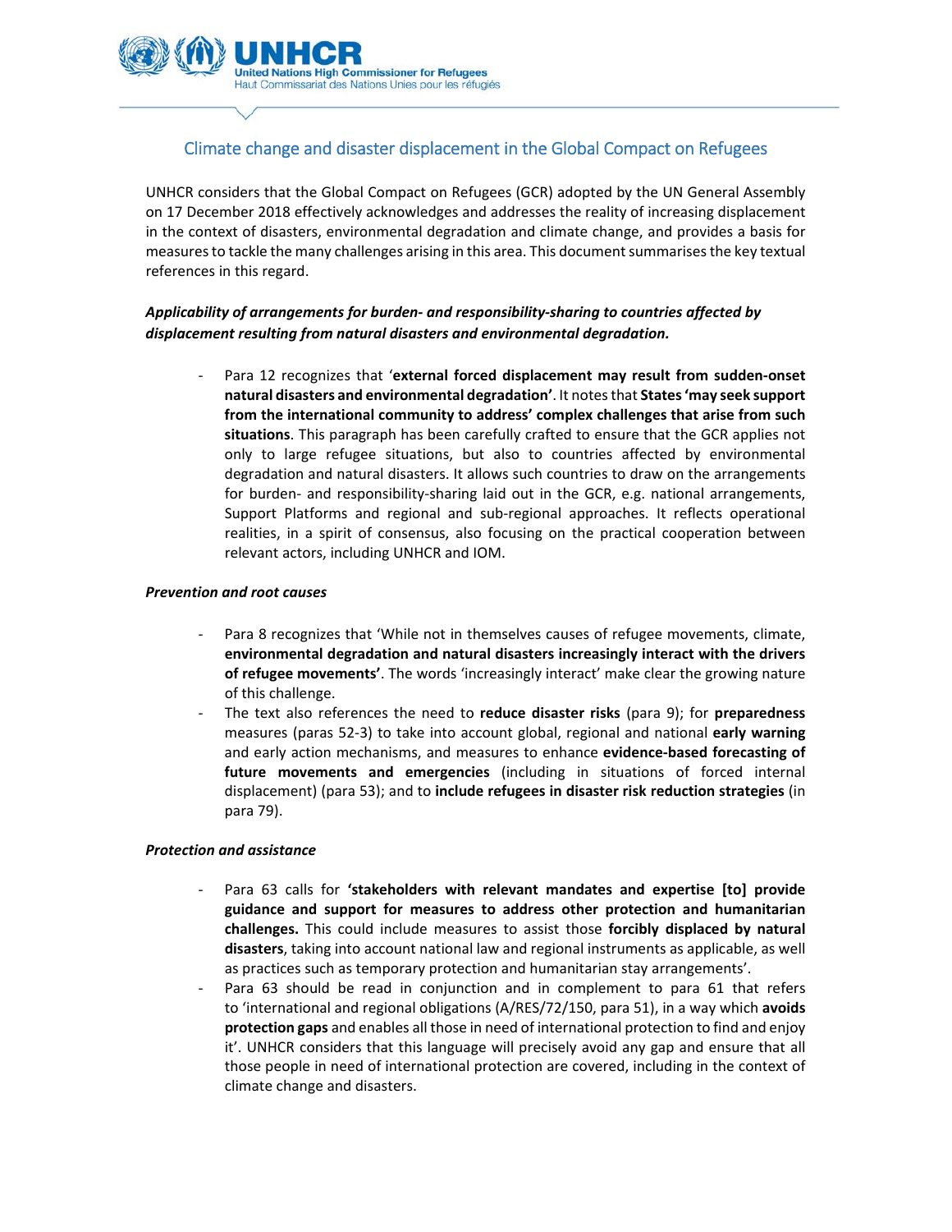# Climate change and disaster displacement in the Global Compact on Refugees

UNHCR considers that the Global Compact on Refugees (GCR) adopted by the UN General Assembly on 17 December 2018 effectively acknowledges and addresses the reality of increasing displacement in the context of disasters, environmental degradation and climate change, and provides a basis for measures to tackle the many challenges arising in this area. This document summarises the key textual references in this regard.

***Applicability of arrangements for burden- and responsibility-sharing to countries affected by displacement resulting from natural disasters and environmental degradation.***

- Para 12 recognizes that '**external forced displacement may result from sudden-onset natural disasters and environmental degradation'**. It notes that **States 'may seek support from the international community to address' complex challenges that arise from such situations**. This paragraph has been carefully crafted to ensure that the GCR applies not only to large refugee situations, but also to countries affected by environmental degradation and natural disasters. It allows such countries to draw on the arrangements for burden- and responsibility-sharing laid out in the GCR, e.g. national arrangements, Support Platforms and regional and sub-regional approaches. It reflects operational realities, in a spirit of consensus, also focusing on the practical cooperation between relevant actors, including UNHCR and IOM.

***Prevention and root causes***

- Para 8 recognizes that 'While not in themselves causes of refugee movements, climate, **environmental degradation and natural disasters increasingly interact with the drivers of refugee movements'**. The words 'increasingly interact' make clear the growing nature of this challenge.
- The text also references the need to **reduce disaster risks** (para 9); for **preparedness** measures (paras 52-3) to take into account global, regional and national **early warning** and early action mechanisms, and measures to enhance **evidence-based forecasting of future movements and emergencies** (including in situations of forced internal displacement) (para 53); and to **include refugees in disaster risk reduction strategies** (in para 79).

***Protection and assistance***

- Para 63 calls for **'stakeholders with relevant mandates and expertise [to] provide guidance and support for measures to address other protection and humanitarian challenges.** This could include measures to assist those **forcibly displaced by natural disasters**, taking into account national law and regional instruments as applicable, as well as practices such as temporary protection and humanitarian stay arrangements'.
- Para 63 should be read in conjunction and in complement to para 61 that refers to 'international and regional obligations (A/RES/72/150, para 51), in a way which **avoids protection gaps** and enables all those in need of international protection to find and enjoy it'. UNHCR considers that this language will precisely avoid any gap and ensure that all those people in need of international protection are covered, including in the context of climate change and disasters.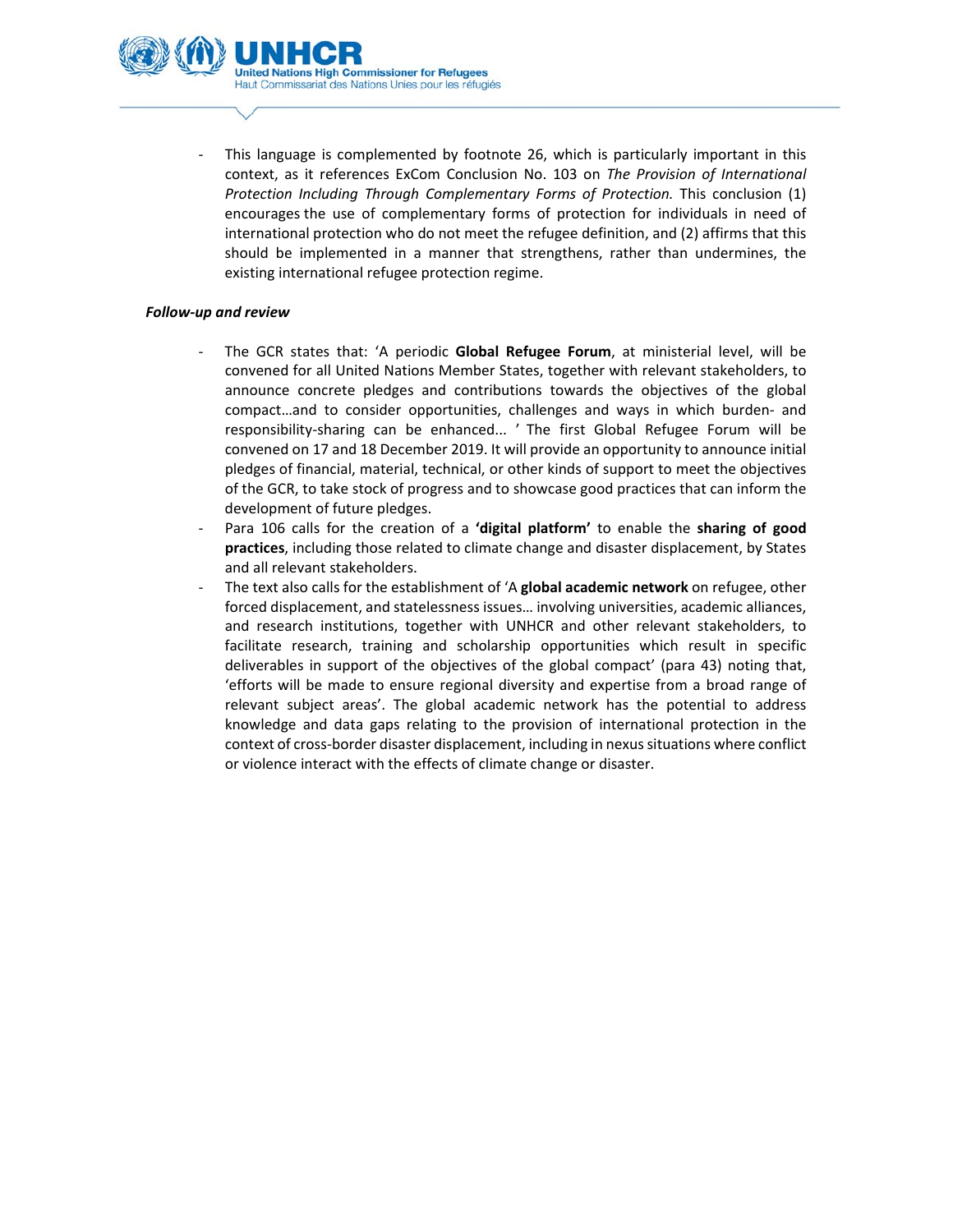- This language is complemented by footnote 26, which is particularly important in this context, as it references ExCom Conclusion No. 103 on *The Provision of International Protection Including Through Complementary Forms of Protection.* This conclusion (1) encourages the use of complementary forms of protection for individuals in need of international protection who do not meet the refugee definition, and (2) affirms that this should be implemented in a manner that strengthens, rather than undermines, the existing international refugee protection regime.

***Follow-up and review***

- The GCR states that: 'A periodic **Global Refugee Forum**, at ministerial level, will be convened for all United Nations Member States, together with relevant stakeholders, to announce concrete pledges and contributions towards the objectives of the global compact…and to consider opportunities, challenges and ways in which burden- and responsibility-sharing can be enhanced... ' The first Global Refugee Forum will be convened on 17 and 18 December 2019. It will provide an opportunity to announce initial pledges of financial, material, technical, or other kinds of support to meet the objectives of the GCR, to take stock of progress and to showcase good practices that can inform the development of future pledges.
- Para 106 calls for the creation of a **'digital platform'** to enable the **sharing of good practices**, including those related to climate change and disaster displacement, by States and all relevant stakeholders.
- The text also calls for the establishment of 'A **global academic network** on refugee, other forced displacement, and statelessness issues… involving universities, academic alliances, and research institutions, together with UNHCR and other relevant stakeholders, to facilitate research, training and scholarship opportunities which result in specific deliverables in support of the objectives of the global compact' (para 43) noting that, 'efforts will be made to ensure regional diversity and expertise from a broad range of relevant subject areas'. The global academic network has the potential to address knowledge and data gaps relating to the provision of international protection in the context of cross-border disaster displacement, including in nexus situations where conflict or violence interact with the effects of climate change or disaster.